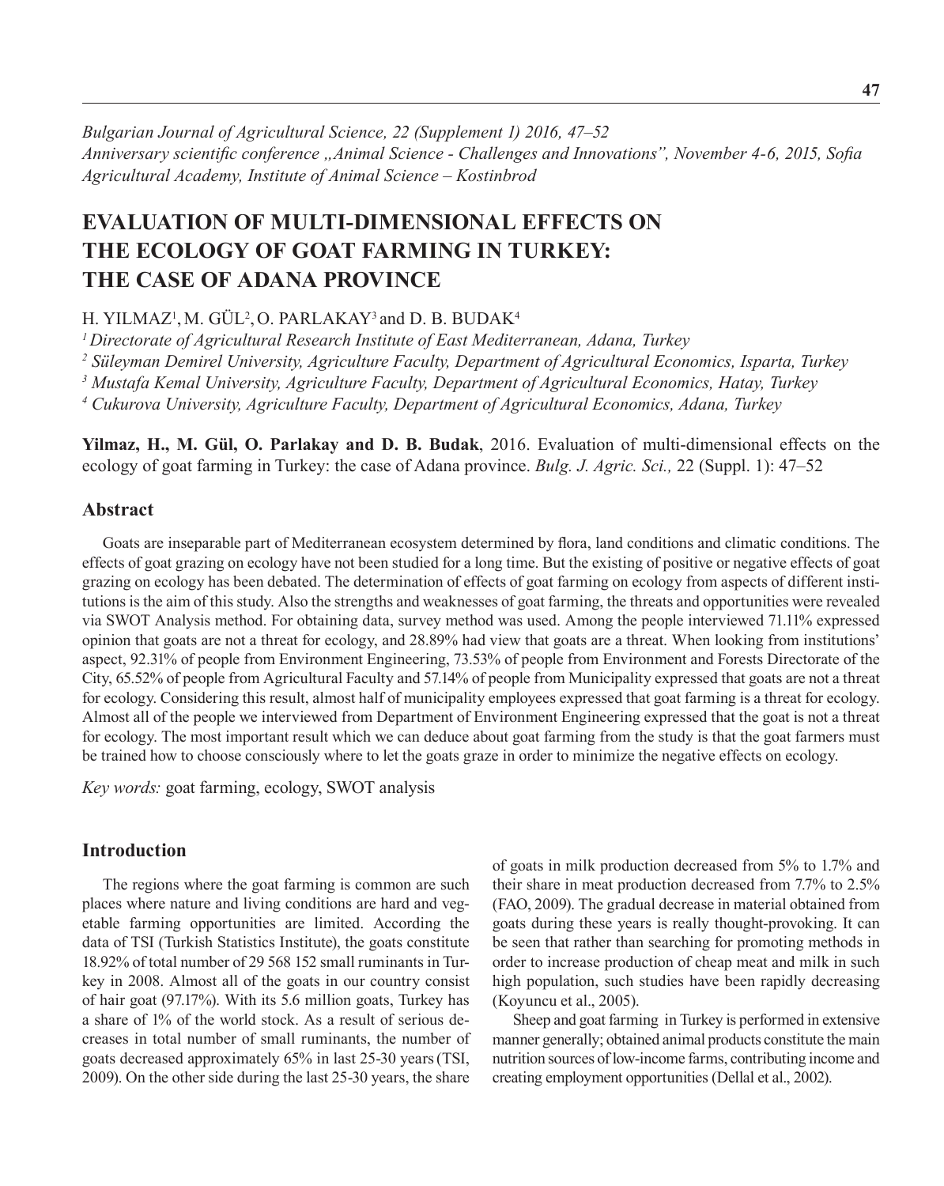*Bulgarian Journal of Agricultural Science, 22 (Supplement 1) 2016, 47–52*
*Anniversary scientific conference „Animal Science - Challenges and Innovations", November 4-6, 2015, Sofia*
*Agricultural Academy, Institute of Animal Science – Kostinbrod*

# EVALUATION OF MULTI-DIMENSIONAL EFFECTS ON THE ECOLOGY OF GOAT FARMING IN TURKEY: THE CASE OF ADANA PROVINCE

H. YILMAZ[1], M. GÜL[2], O. PARLAKAY[3] and D. B. BUDAK[4]

*[1] Directorate of Agricultural Research Institute of East Mediterranean, Adana, Turkey*
*[2] Süleyman Demirel University, Agriculture Faculty, Department of Agricultural Economics, Isparta, Turkey*
*[3] Mustafa Kemal University, Agriculture Faculty, Department of Agricultural Economics, Hatay, Turkey*
*[4] Cukurova University, Agriculture Faculty, Department of Agricultural Economics, Adana, Turkey*

**Yilmaz, H., M. Gül, O. Parlakay and D. B. Budak**, 2016. Evaluation of multi-dimensional effects on the ecology of goat farming in Turkey: the case of Adana province. *Bulg. J. Agric. Sci.,* 22 (Suppl. 1): 47–52

## Abstract

Goats are inseparable part of Mediterranean ecosystem determined by flora, land conditions and climatic conditions. The effects of goat grazing on ecology have not been studied for a long time. But the existing of positive or negative effects of goat grazing on ecology has been debated. The determination of effects of goat farming on ecology from aspects of different institutions is the aim of this study. Also the strengths and weaknesses of goat farming, the threats and opportunities were revealed via SWOT Analysis method. For obtaining data, survey method was used. Among the people interviewed 71.11% expressed opinion that goats are not a threat for ecology, and 28.89% had view that goats are a threat. When looking from institutions' aspect, 92.31% of people from Environment Engineering, 73.53% of people from Environment and Forests Directorate of the City, 65.52% of people from Agricultural Faculty and 57.14% of people from Municipality expressed that goats are not a threat for ecology. Considering this result, almost half of municipality employees expressed that goat farming is a threat for ecology. Almost all of the people we interviewed from Department of Environment Engineering expressed that the goat is not a threat for ecology. The most important result which we can deduce about goat farming from the study is that the goat farmers must be trained how to choose consciously where to let the goats graze in order to minimize the negative effects on ecology.

*Key words:* goat farming, ecology, SWOT analysis

## Introduction

The regions where the goat farming is common are such places where nature and living conditions are hard and vegetable farming opportunities are limited. According the data of TSI (Turkish Statistics Institute), the goats constitute 18.92% of total number of 29 568 152 small ruminants in Turkey in 2008. Almost all of the goats in our country consist of hair goat (97.17%). With its 5.6 million goats, Turkey has a share of 1% of the world stock. As a result of serious decreases in total number of small ruminants, the number of goats decreased approximately 65% in last 25-30 years (TSI, 2009). On the other side during the last 25-30 years, the share of goats in milk production decreased from 5% to 1.7% and their share in meat production decreased from 7.7% to 2.5% (FAO, 2009). The gradual decrease in material obtained from goats during these years is really thought-provoking. It can be seen that rather than searching for promoting methods in order to increase production of cheap meat and milk in such high population, such studies have been rapidly decreasing (Koyuncu et al., 2005).

Sheep and goat farming in Turkey is performed in extensive manner generally; obtained animal products constitute the main nutrition sources of low-income farms, contributing income and creating employment opportunities (Dellal et al., 2002).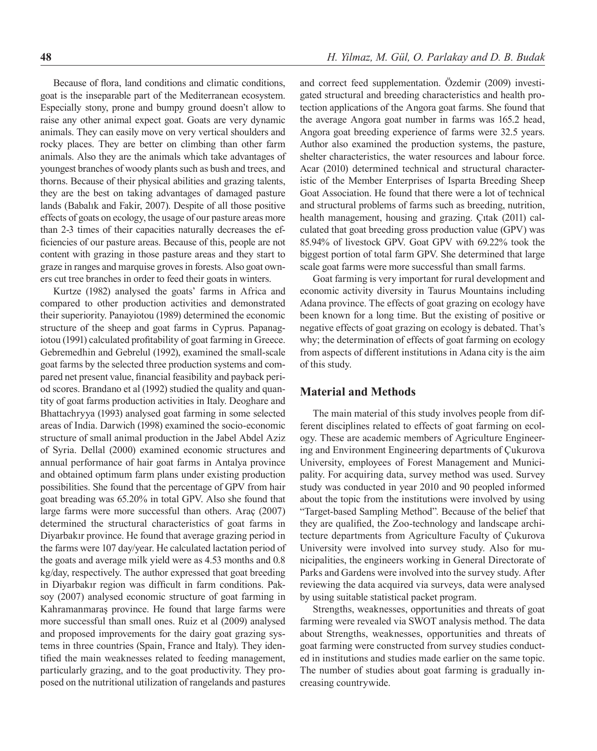Because of flora, land conditions and climatic conditions, goat is the inseparable part of the Mediterranean ecosystem. Especially stony, prone and bumpy ground doesn't allow to raise any other animal expect goat. Goats are very dynamic animals. They can easily move on very vertical shoulders and rocky places. They are better on climbing than other farm animals. Also they are the animals which take advantages of youngest branches of woody plants such as bush and trees, and thorns. Because of their physical abilities and grazing talents, they are the best on taking advantages of damaged pasture lands (Babalık and Fakir, 2007). Despite of all those positive effects of goats on ecology, the usage of our pasture areas more than 2-3 times of their capacities naturally decreases the efficiencies of our pasture areas. Because of this, people are not content with grazing in those pasture areas and they start to graze in ranges and marquise groves in forests. Also goat owners cut tree branches in order to feed their goats in winters.

Kurtze (1982) analysed the goats' farms in Africa and compared to other production activities and demonstrated their superiority. Panayiotou (1989) determined the economic structure of the sheep and goat farms in Cyprus. Papanagiotou (1991) calculated profitability of goat farming in Greece. Gebremedhin and Gebrelul (1992), examined the small-scale goat farms by the selected three production systems and compared net present value, financial feasibility and payback period scores. Brandano et al (1992) studied the quality and quantity of goat farms production activities in Italy. Deoghare and Bhattachryya (1993) analysed goat farming in some selected areas of India. Darwich (1998) examined the socio-economic structure of small animal production in the Jabel Abdel Aziz of Syria. Dellal (2000) examined economic structures and annual performance of hair goat farms in Antalya province and obtained optimum farm plans under existing production possibilities. She found that the percentage of GPV from hair goat breading was 65.20% in total GPV. Also she found that large farms were more successful than others. Araç (2007) determined the structural characteristics of goat farms in Diyarbakır province. He found that average grazing period in the farms were 107 day/year. He calculated lactation period of the goats and average milk yield were as 4.53 months and 0.8 kg/day, respectively. The author expressed that goat breeding in Diyarbakır region was difficult in farm conditions. Paksoy (2007) analysed economic structure of goat farming in Kahramanmaraş province. He found that large farms were more successful than small ones. Ruiz et al (2009) analysed and proposed improvements for the dairy goat grazing systems in three countries (Spain, France and Italy). They identified the main weaknesses related to feeding management, particularly grazing, and to the goat productivity. They proposed on the nutritional utilization of rangelands and pastures and correct feed supplementation. Özdemir (2009) investigated structural and breeding characteristics and health protection applications of the Angora goat farms. She found that the average Angora goat number in farms was 165.2 head, Angora goat breeding experience of farms were 32.5 years. Author also examined the production systems, the pasture, shelter characteristics, the water resources and labour force. Acar (2010) determined technical and structural characteristic of the Member Enterprises of Isparta Breeding Sheep Goat Association. He found that there were a lot of technical and structural problems of farms such as breeding, nutrition, health management, housing and grazing. Çıtak (2011) calculated that goat breeding gross production value (GPV) was 85.94% of livestock GPV. Goat GPV with 69.22% took the biggest portion of total farm GPV. She determined that large scale goat farms were more successful than small farms.

Goat farming is very important for rural development and economic activity diversity in Taurus Mountains including Adana province. The effects of goat grazing on ecology have been known for a long time. But the existing of positive or negative effects of goat grazing on ecology is debated. That's why; the determination of effects of goat farming on ecology from aspects of different institutions in Adana city is the aim of this study.

## Material and Methods

The main material of this study involves people from different disciplines related to effects of goat farming on ecology. These are academic members of Agriculture Engineering and Environment Engineering departments of Çukurova University, employees of Forest Management and Municipality. For acquiring data, survey method was used. Survey study was conducted in year 2010 and 90 peopled informed about the topic from the institutions were involved by using "Target-based Sampling Method". Because of the belief that they are qualified, the Zoo-technology and landscape architecture departments from Agriculture Faculty of Çukurova University were involved into survey study. Also for municipalities, the engineers working in General Directorate of Parks and Gardens were involved into the survey study. After reviewing the data acquired via surveys, data were analysed by using suitable statistical packet program.

Strengths, weaknesses, opportunities and threats of goat farming were revealed via SWOT analysis method. The data about Strengths, weaknesses, opportunities and threats of goat farming were constructed from survey studies conducted in institutions and studies made earlier on the same topic. The number of studies about goat farming is gradually increasing countrywide.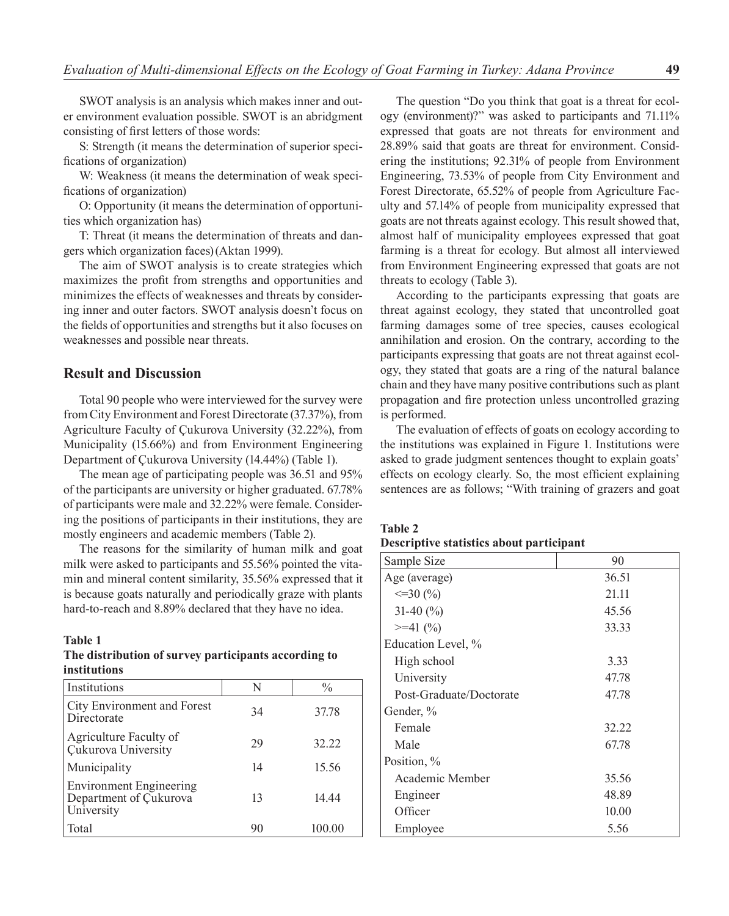SWOT analysis is an analysis which makes inner and outer environment evaluation possible. SWOT is an abridgment consisting of first letters of those words:

S: Strength (it means the determination of superior specifications of organization)

W: Weakness (it means the determination of weak specifications of organization)

O: Opportunity (it means the determination of opportunities which organization has)

T: Threat (it means the determination of threats and dangers which organization faces) (Aktan 1999).

The aim of SWOT analysis is to create strategies which maximizes the profit from strengths and opportunities and minimizes the effects of weaknesses and threats by considering inner and outer factors. SWOT analysis doesn't focus on the fields of opportunities and strengths but it also focuses on weaknesses and possible near threats.

## Result and Discussion

Total 90 people who were interviewed for the survey were from City Environment and Forest Directorate (37.37%), from Agriculture Faculty of Çukurova University (32.22%), from Municipality (15.66%) and from Environment Engineering Department of Çukurova University (14.44%) (Table 1).

The mean age of participating people was 36.51 and 95% of the participants are university or higher graduated. 67.78% of participants were male and 32.22% were female. Considering the positions of participants in their institutions, they are mostly engineers and academic members (Table 2).

The reasons for the similarity of human milk and goat milk were asked to participants and 55.56% pointed the vitamin and mineral content similarity, 35.56% expressed that it is because goats naturally and periodically graze with plants hard-to-reach and 8.89% declared that they have no idea.

**Table 1**
**The distribution of survey participants according to institutions**

| Institutions | N | % |
|---|---|---|
| City Environment and Forest Directorate | 34 | 37.78 |
| Agriculture Faculty of Çukurova University | 29 | 32.22 |
| Municipality | 14 | 15.56 |
| Environment Engineering Department of Çukurova University | 13 | 14.44 |
| Total | 90 | 100.00 |

The question "Do you think that goat is a threat for ecology (environment)?" was asked to participants and 71.11% expressed that goats are not threats for environment and 28.89% said that goats are threat for environment. Considering the institutions; 92.31% of people from Environment Engineering, 73.53% of people from City Environment and Forest Directorate, 65.52% of people from Agriculture Faculty and 57.14% of people from municipality expressed that goats are not threats against ecology. This result showed that, almost half of municipality employees expressed that goat farming is a threat for ecology. But almost all interviewed from Environment Engineering expressed that goats are not threats to ecology (Table 3).

According to the participants expressing that goats are threat against ecology, they stated that uncontrolled goat farming damages some of tree species, causes ecological annihilation and erosion. On the contrary, according to the participants expressing that goats are not threat against ecology, they stated that goats are a ring of the natural balance chain and they have many positive contributions such as plant propagation and fire protection unless uncontrolled grazing is performed.

The evaluation of effects of goats on ecology according to the institutions was explained in Figure 1. Institutions were asked to grade judgment sentences thought to explain goats' effects on ecology clearly. So, the most efficient explaining sentences are as follows; "With training of grazers and goat

**Table 2**
**Descriptive statistics about participant**

| Sample Size | 90 |
|---|---|
| Age (average) | 36.51 |
| <=30 (%) | 21.11 |
| 31-40 (%) | 45.56 |
| >=41 (%) | 33.33 |
| Education Level, % | |
| High school | 3.33 |
| University | 47.78 |
| Post-Graduate/Doctorate | 47.78 |
| Gender, % | |
| Female | 32.22 |
| Male | 67.78 |
| Position, % | |
| Academic Member | 35.56 |
| Engineer | 48.89 |
| Officer | 10.00 |
| Employee | 5.56 |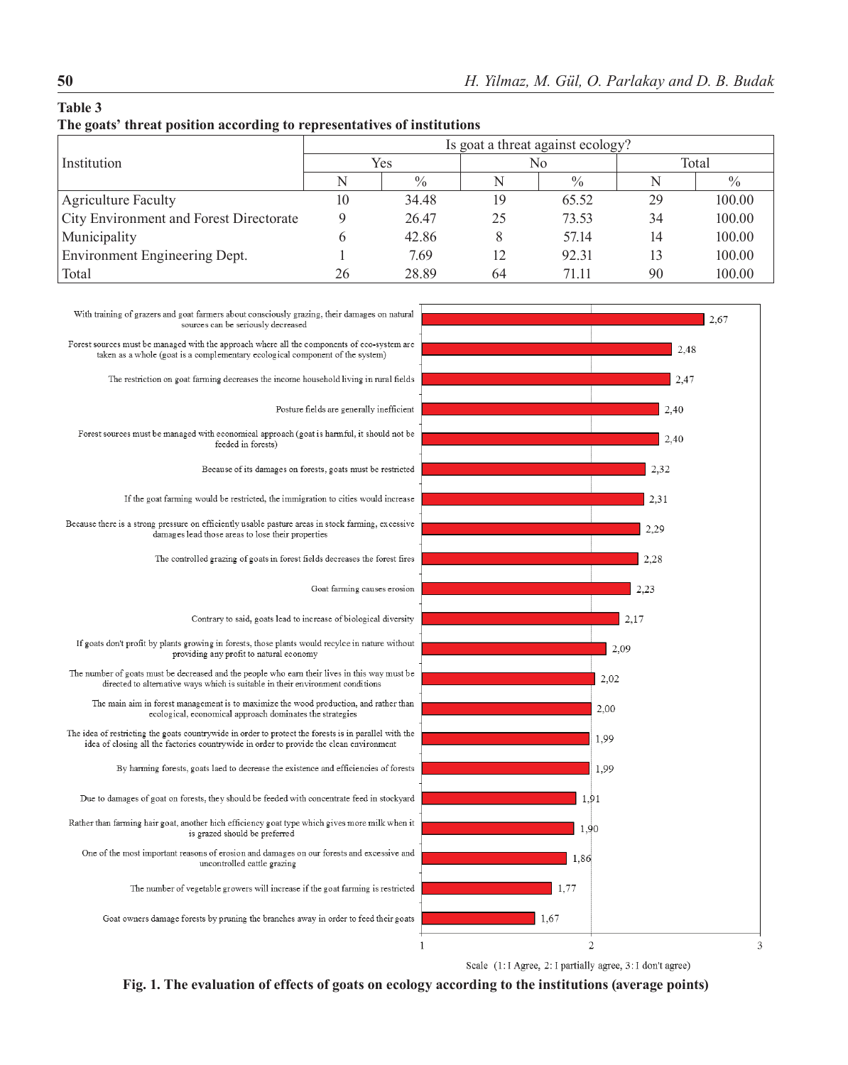**Table 3**
**The goats' threat position according to representatives of institutions**

| Institution | Is goat a threat against ecology? | | | | | |
|---|---|---|---|---|---|---|
| | Yes | | No | | Total | |
| | N | % | N | % | N | % |
| Agriculture Faculty | 10 | 34.48 | 19 | 65.52 | 29 | 100.00 |
| City Environment and Forest Directorate | 9 | 26.47 | 25 | 73.53 | 34 | 100.00 |
| Municipality | 6 | 42.86 | 8 | 57.14 | 14 | 100.00 |
| Environment Engineering Dept. | 1 | 7.69 | 12 | 92.31 | 13 | 100.00 |
| Total | 26 | 28.89 | 64 | 71.11 | 90 | 100.00 |

| Statement | Average point |
|---|---|
| With training of grazers and goat farmers about consciously grazing, their damages on natural sources can be seriously decreased | 2,67 |
| Forest sources must be managed with the approach where all the components of eco-system are taken as a whole (goat is a complementary ecological component of the system) | 2,48 |
| The restriction on goat farming decreases the income household living in rural fields | 2,47 |
| Posture fields are generally inefficient | 2,40 |
| Forest sources must be managed with economical approach (goat is harmful, it should not be feeded in forests) | 2,40 |
| Because of its damages on forests, goats must be restricted | 2,32 |
| If the goat farming would be restricted, the immigration to cities would increase | 2,31 |
| Because there is a strong pressure on efficiently usable pasture areas in stock farming, excessive damages lead those areas to lose their properties | 2,29 |
| The controlled grazing of goats in forest fields decreases the forest fires | 2,28 |
| Goat farming causes erosion | 2,23 |
| Contrary to said, goats lead to increase of biological diversity | 2,17 |
| If goats don't profit by plants growing in forests, those plants would recylce in nature without providing any profit to natural economy | 2,09 |
| The number of goats must be decreased and the people who earn their lives in this way must be directed to alternative ways which is suitable in their environment conditions | 2,02 |
| The main aim in forest management is to maximize the wood production, and rather than ecological, economical approach dominates the strategies | 2,00 |
| The idea of restricting the goats countrywide in order to protect the forests is in parallel with the idea of closing all the factories countrywide in order to provide the clean environment | 1,99 |
| By harming forests, goats laed to decrease the existence and efficiencies of forests | 1,99 |
| Due to damages of goat on forests, they should be feeded with concentrate feed in stockyard | 1,91 |
| Rather than farming hair goat, another hich efficiency goat type which gives more milk when it is grazed should be preferred | 1,90 |
| One of the most important reasons of erosion and damages on our forests and excessive and uncontrolled cattle grazing | 1,86 |
| The number of vegetable growers will increase if the goat farming is restricted | 1,77 |
| Goat owners damage forests by pruning the branches away in order to feed their goats | 1,67 |

Scale (1: I Agree, 2: I partially agree, 3: I don't agree)

**Fig. 1. The evaluation of effects of goats on ecology according to the institutions (average points)**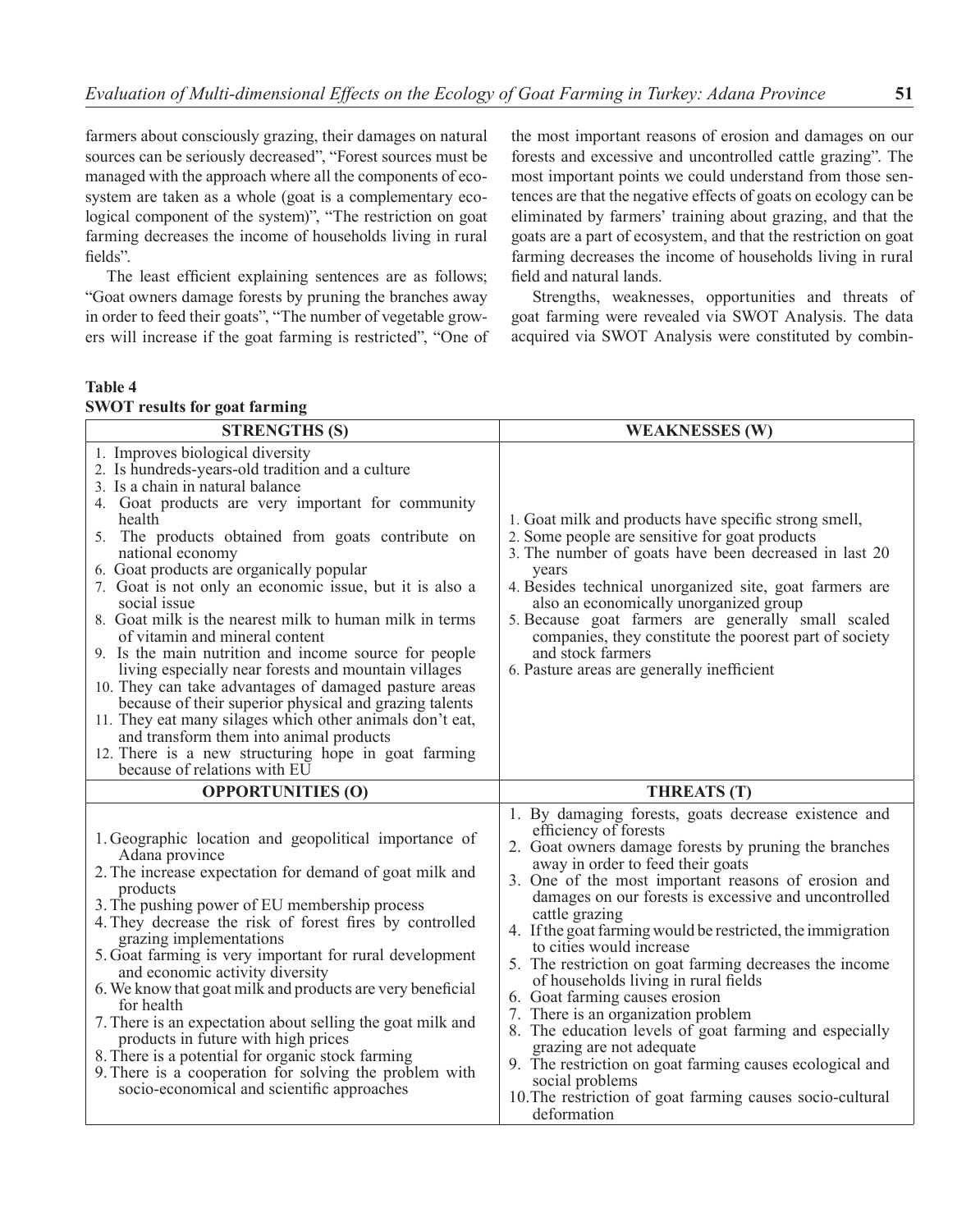farmers about consciously grazing, their damages on natural sources can be seriously decreased", "Forest sources must be managed with the approach where all the components of ecosystem are taken as a whole (goat is a complementary ecological component of the system)", "The restriction on goat farming decreases the income of households living in rural fields".

The least efficient explaining sentences are as follows; "Goat owners damage forests by pruning the branches away in order to feed their goats", "The number of vegetable growers will increase if the goat farming is restricted", "One of the most important reasons of erosion and damages on our forests and excessive and uncontrolled cattle grazing". The most important points we could understand from those sentences are that the negative effects of goats on ecology can be eliminated by farmers' training about grazing, and that the goats are a part of ecosystem, and that the restriction on goat farming decreases the income of households living in rural field and natural lands.

Strengths, weaknesses, opportunities and threats of goat farming were revealed via SWOT Analysis. The data acquired via SWOT Analysis were constituted by combin-

**Table 4**
**SWOT results for goat farming**

| STRENGTHS (S) | WEAKNESSES (W) |
|---|---|
| 1. Improves biological diversity<br>2. Is hundreds-years-old tradition and a culture<br>3. Is a chain in natural balance<br>4. Goat products are very important for community health<br>5. The products obtained from goats contribute on national economy<br>6. Goat products are organically popular<br>7. Goat is not only an economic issue, but it is also a social issue<br>8. Goat milk is the nearest milk to human milk in terms of vitamin and mineral content<br>9. Is the main nutrition and income source for people living especially near forests and mountain villages<br>10. They can take advantages of damaged pasture areas because of their superior physical and grazing talents<br>11. They eat many silages which other animals don't eat, and transform them into animal products<br>12. There is a new structuring hope in goat farming because of relations with EU | 1. Goat milk and products have specific strong smell,<br>2. Some people are sensitive for goat products<br>3. The number of goats have been decreased in last 20 years<br>4. Besides technical unorganized site, goat farmers are also an economically unorganized group<br>5. Because goat farmers are generally small scaled companies, they constitute the poorest part of society and stock farmers<br>6. Pasture areas are generally inefficient |
| **OPPORTUNITIES (O)** | **THREATS (T)** |
| 1. Geographic location and geopolitical importance of Adana province<br>2. The increase expectation for demand of goat milk and products<br>3. The pushing power of EU membership process<br>4. They decrease the risk of forest fires by controlled grazing implementations<br>5. Goat farming is very important for rural development and economic activity diversity<br>6. We know that goat milk and products are very beneficial for health<br>7. There is an expectation about selling the goat milk and products in future with high prices<br>8. There is a potential for organic stock farming<br>9. There is a cooperation for solving the problem with socio-economical and scientific approaches | 1. By damaging forests, goats decrease existence and efficiency of forests<br>2. Goat owners damage forests by pruning the branches away in order to feed their goats<br>3. One of the most important reasons of erosion and damages on our forests is excessive and uncontrolled cattle grazing<br>4. If the goat farming would be restricted, the immigration to cities would increase<br>5. The restriction on goat farming decreases the income of households living in rural fields<br>6. Goat farming causes erosion<br>7. There is an organization problem<br>8. The education levels of goat farming and especially grazing are not adequate<br>9. The restriction on goat farming causes ecological and social problems<br>10. The restriction of goat farming causes socio-cultural deformation |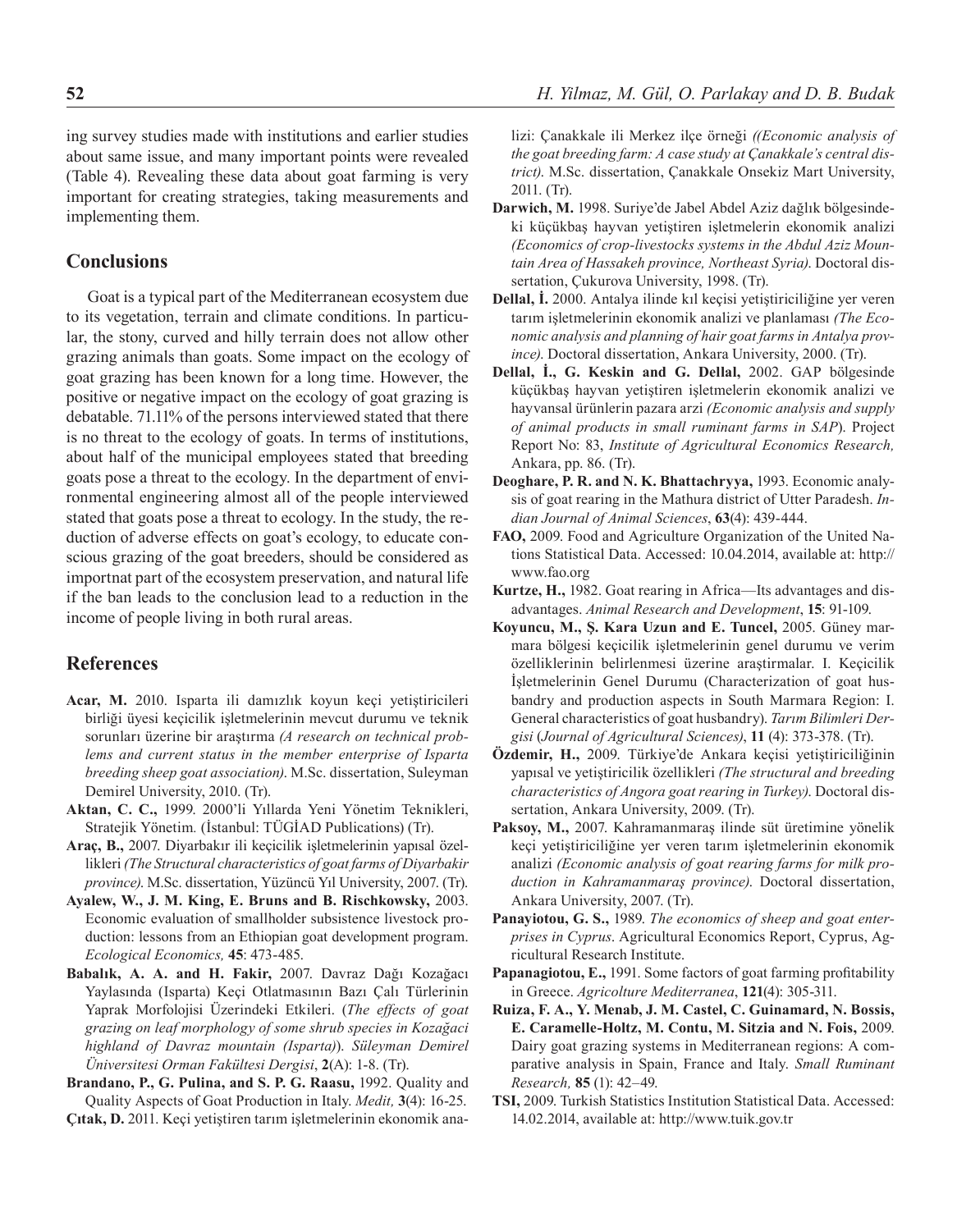ing survey studies made with institutions and earlier studies about same issue, and many important points were revealed (Table 4). Revealing these data about goat farming is very important for creating strategies, taking measurements and implementing them.

## Conclusions

Goat is a typical part of the Mediterranean ecosystem due to its vegetation, terrain and climate conditions. In particular, the stony, curved and hilly terrain does not allow other grazing animals than goats. Some impact on the ecology of goat grazing has been known for a long time. However, the positive or negative impact on the ecology of goat grazing is debatable. 71.11% of the persons interviewed stated that there is no threat to the ecology of goats. In terms of institutions, about half of the municipal employees stated that breeding goats pose a threat to the ecology. In the department of environmental engineering almost all of the people interviewed stated that goats pose a threat to ecology. In the study, the reduction of adverse effects on goat's ecology, to educate conscious grazing of the goat breeders, should be considered as importnat part of the ecosystem preservation, and natural life if the ban leads to the conclusion lead to a reduction in the income of people living in both rural areas.

## References

**Acar, M.** 2010. Isparta ili damızlık koyun keçi yetiştiricileri birliği üyesi keçicilik işletmelerinin mevcut durumu ve teknik sorunları üzerine bir araştırma *(A research on technical problems and current status in the member enterprise of Isparta breeding sheep goat association)*. M.Sc. dissertation, Suleyman Demirel University, 2010. (Tr).

**Aktan, C. C.,** 1999. 2000'li Yıllarda Yeni Yönetim Teknikleri, Stratejik Yönetim. (İstanbul: TÜGİAD Publications) (Tr).

**Araç, B.,** 2007. Diyarbakır ili keçicilik işletmelerinin yapısal özellikleri *(The Structural characteristics of goat farms of Diyarbakir province)*. M.Sc. dissertation, Yüzüncü Yıl University, 2007. (Tr).

**Ayalew, W., J. M. King, E. Bruns and B. Rischkowsky,** 2003. Economic evaluation of smallholder subsistence livestock production: lessons from an Ethiopian goat development program. *Ecological Economics,* **45**: 473-485.

**Babalık, A. A. and H. Fakir,** 2007. Davraz Dağı Kozağacı Yaylasında (Isparta) Keçi Otlatmasının Bazı Çalı Türlerinin Yaprak Morfolojisi Üzerindeki Etkileri. (*The effects of goat grazing on leaf morphology of some shrub species in Kozağaci highland of Davraz mountain (Isparta)*). *Süleyman Demirel Üniversitesi Orman Fakültesi Dergisi*, **2**(A): 1-8. (Tr).

**Brandano, P., G. Pulina, and S. P. G. Raasu,** 1992. Quality and Quality Aspects of Goat Production in Italy. *Medit,* **3**(4): 16-25.

**Çıtak, D.** 2011. Keçi yetiştiren tarım işletmelerinin ekonomik analizi: Çanakkale ili Merkez ilçe örneği *((Economic analysis of the goat breeding farm: A case study at Çanakkale's central district)*. M.Sc. dissertation, Çanakkale Onsekiz Mart University, 2011. (Tr).

**Darwich, M.** 1998. Suriye'de Jabel Abdel Aziz dağlık bölgesindeki küçükbaş hayvan yetiştiren işletmelerin ekonomik analizi *(Economics of crop-livestocks systems in the Abdul Aziz Mountain Area of Hassakeh province, Northeast Syria)*. Doctoral dissertation, Çukurova University, 1998. (Tr).

**Dellal, İ.** 2000. Antalya ilinde kıl keçisi yetiştiriciliğine yer veren tarım işletmelerinin ekonomik analizi ve planlaması *(The Economic analysis and planning of hair goat farms in Antalya province)*. Doctoral dissertation, Ankara University, 2000. (Tr).

**Dellal, İ., G. Keskin and G. Dellal,** 2002. GAP bölgesinde küçükbaş hayvan yetiştiren işletmelerin ekonomik analizi ve hayvansal ürünlerin pazara arzi *(Economic analysis and supply of animal products in small ruminant farms in SAP*). Project Report No: 83, *Institute of Agricultural Economics Research,* Ankara, pp. 86. (Tr).

**Deoghare, P. R. and N. K. Bhattachryya,** 1993. Economic analysis of goat rearing in the Mathura district of Utter Paradesh. *Indian Journal of Animal Sciences*, **63**(4): 439-444.

**FAO,** 2009. Food and Agriculture Organization of the United Nations Statistical Data. Accessed: 10.04.2014, available at: http://www.fao.org

**Kurtze, H.,** 1982. Goat rearing in Africa—Its advantages and disadvantages. *Animal Research and Development*, **15**: 91-109.

**Koyuncu, M., Ş. Kara Uzun and E. Tuncel,** 2005. Güney marmara bölgesi keçicilik işletmelerinin genel durumu ve verim özelliklerinin belirlenmesi üzerine araştirmalar. I. Keçicilik İşletmelerinin Genel Durumu (Characterization of goat husbandry and production aspects in South Marmara Region: I. General characteristics of goat husbandry). *Tarım Bilimleri Dergisi* (*Journal of Agricultural Sciences)*, **11** (4): 373-378. (Tr).

**Özdemir, H.,** 2009. Türkiye'de Ankara keçisi yetiştiriciliğinin yapısal ve yetiştiricilik özellikleri *(The structural and breeding characteristics of Angora goat rearing in Turkey)*. Doctoral dissertation, Ankara University, 2009. (Tr).

**Paksoy, M.,** 2007. Kahramanmaraş ilinde süt üretimine yönelik keçi yetiştiriciliğine yer veren tarım işletmelerinin ekonomik analizi *(Economic analysis of goat rearing farms for milk production in Kahramanmaraş province)*. Doctoral dissertation, Ankara University, 2007. (Tr).

**Panayiotou, G. S.,** 1989. *The economics of sheep and goat enterprises in Cyprus*. Agricultural Economics Report, Cyprus, Agricultural Research Institute.

**Papanagiotou, E.,** 1991. Some factors of goat farming profitability in Greece. *Agricolture Mediterranea*, **121**(4): 305-311.

**Ruiza, F. A., Y. Menab, J. M. Castel, C. Guinamard, N. Bossis, E. Caramelle-Holtz, M. Contu, M. Sitzia and N. Fois,** 2009. Dairy goat grazing systems in Mediterranean regions: A comparative analysis in Spain, France and Italy. *Small Ruminant Research,* **85** (1): 42–49.

**TSI,** 2009. Turkish Statistics Institution Statistical Data. Accessed: 14.02.2014, available at: http://www.tuik.gov.tr